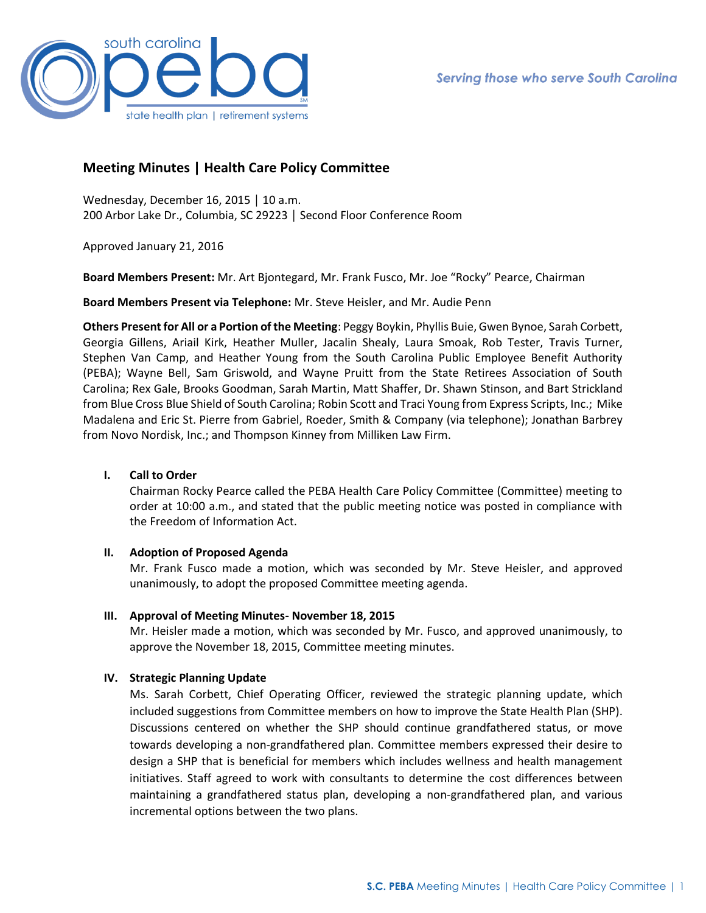## Meeting Minutes | Health Care Policy Committee

Wednesday, December 16, 2015 │ 10 a.m.
200 Arbor Lake Dr., Columbia, SC 29223 │ Second Floor Conference Room

Approved January 21, 2016

**Board Members Present:** Mr. Art Bjontegard, Mr. Frank Fusco, Mr. Joe "Rocky" Pearce, Chairman

**Board Members Present via Telephone:** Mr. Steve Heisler, and Mr. Audie Penn

**Others Present for All or a Portion of the Meeting**: Peggy Boykin, Phyllis Buie, Gwen Bynoe, Sarah Corbett, Georgia Gillens, Ariail Kirk, Heather Muller, Jacalin Shealy, Laura Smoak, Rob Tester, Travis Turner, Stephen Van Camp, and Heather Young from the South Carolina Public Employee Benefit Authority (PEBA); Wayne Bell, Sam Griswold, and Wayne Pruitt from the State Retirees Association of South Carolina; Rex Gale, Brooks Goodman, Sarah Martin, Matt Shaffer, Dr. Shawn Stinson, and Bart Strickland from Blue Cross Blue Shield of South Carolina; Robin Scott and Traci Young from Express Scripts, Inc.; Mike Madalena and Eric St. Pierre from Gabriel, Roeder, Smith & Company (via telephone); Jonathan Barbrey from Novo Nordisk, Inc.; and Thompson Kinney from Milliken Law Firm.

### I. Call to Order

Chairman Rocky Pearce called the PEBA Health Care Policy Committee (Committee) meeting to order at 10:00 a.m., and stated that the public meeting notice was posted in compliance with the Freedom of Information Act.

### II. Adoption of Proposed Agenda

Mr. Frank Fusco made a motion, which was seconded by Mr. Steve Heisler, and approved unanimously, to adopt the proposed Committee meeting agenda.

### III. Approval of Meeting Minutes- November 18, 2015

Mr. Heisler made a motion, which was seconded by Mr. Fusco, and approved unanimously, to approve the November 18, 2015, Committee meeting minutes.

### IV. Strategic Planning Update

Ms. Sarah Corbett, Chief Operating Officer, reviewed the strategic planning update, which included suggestions from Committee members on how to improve the State Health Plan (SHP). Discussions centered on whether the SHP should continue grandfathered status, or move towards developing a non-grandfathered plan. Committee members expressed their desire to design a SHP that is beneficial for members which includes wellness and health management initiatives. Staff agreed to work with consultants to determine the cost differences between maintaining a grandfathered status plan, developing a non-grandfathered plan, and various incremental options between the two plans.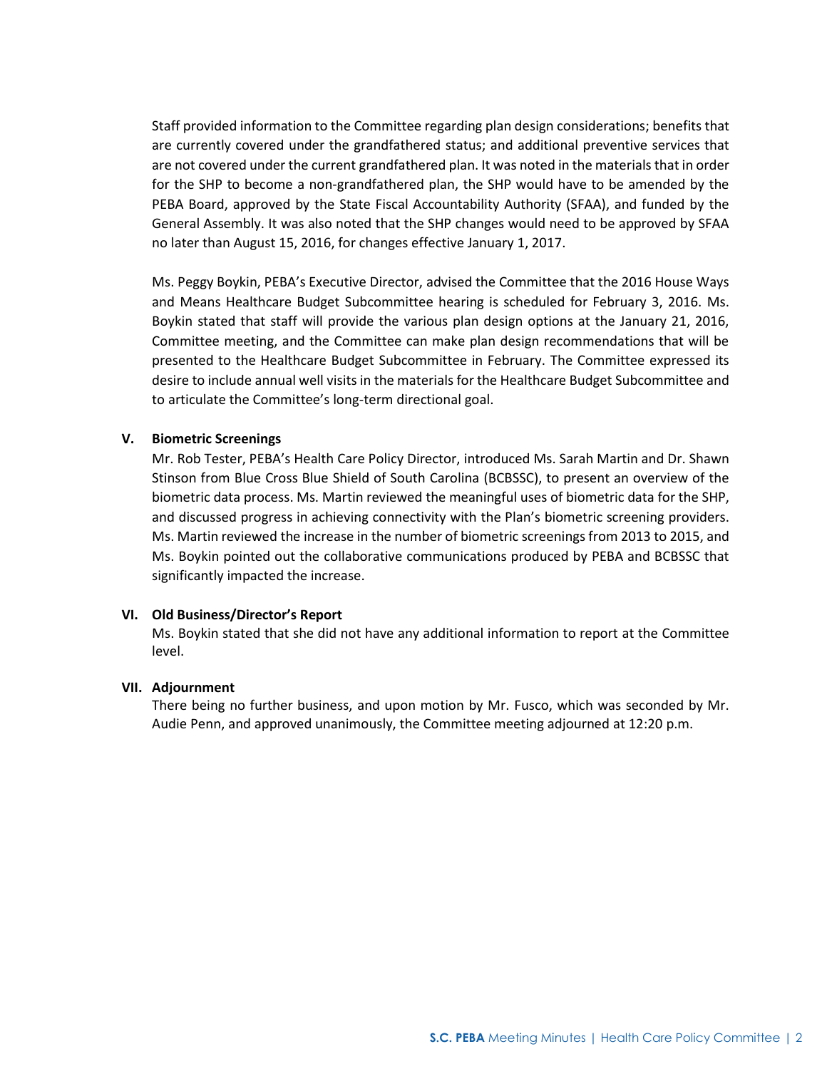Staff provided information to the Committee regarding plan design considerations; benefits that are currently covered under the grandfathered status; and additional preventive services that are not covered under the current grandfathered plan. It was noted in the materials that in order for the SHP to become a non-grandfathered plan, the SHP would have to be amended by the PEBA Board, approved by the State Fiscal Accountability Authority (SFAA), and funded by the General Assembly. It was also noted that the SHP changes would need to be approved by SFAA no later than August 15, 2016, for changes effective January 1, 2017.

Ms. Peggy Boykin, PEBA's Executive Director, advised the Committee that the 2016 House Ways and Means Healthcare Budget Subcommittee hearing is scheduled for February 3, 2016. Ms. Boykin stated that staff will provide the various plan design options at the January 21, 2016, Committee meeting, and the Committee can make plan design recommendations that will be presented to the Healthcare Budget Subcommittee in February. The Committee expressed its desire to include annual well visits in the materials for the Healthcare Budget Subcommittee and to articulate the Committee's long-term directional goal.

**V. Biometric Screenings**

Mr. Rob Tester, PEBA's Health Care Policy Director, introduced Ms. Sarah Martin and Dr. Shawn Stinson from Blue Cross Blue Shield of South Carolina (BCBSSC), to present an overview of the biometric data process. Ms. Martin reviewed the meaningful uses of biometric data for the SHP, and discussed progress in achieving connectivity with the Plan's biometric screening providers. Ms. Martin reviewed the increase in the number of biometric screenings from 2013 to 2015, and Ms. Boykin pointed out the collaborative communications produced by PEBA and BCBSSC that significantly impacted the increase.

**VI. Old Business/Director's Report**

Ms. Boykin stated that she did not have any additional information to report at the Committee level.

**VII. Adjournment**

There being no further business, and upon motion by Mr. Fusco, which was seconded by Mr. Audie Penn, and approved unanimously, the Committee meeting adjourned at 12:20 p.m.